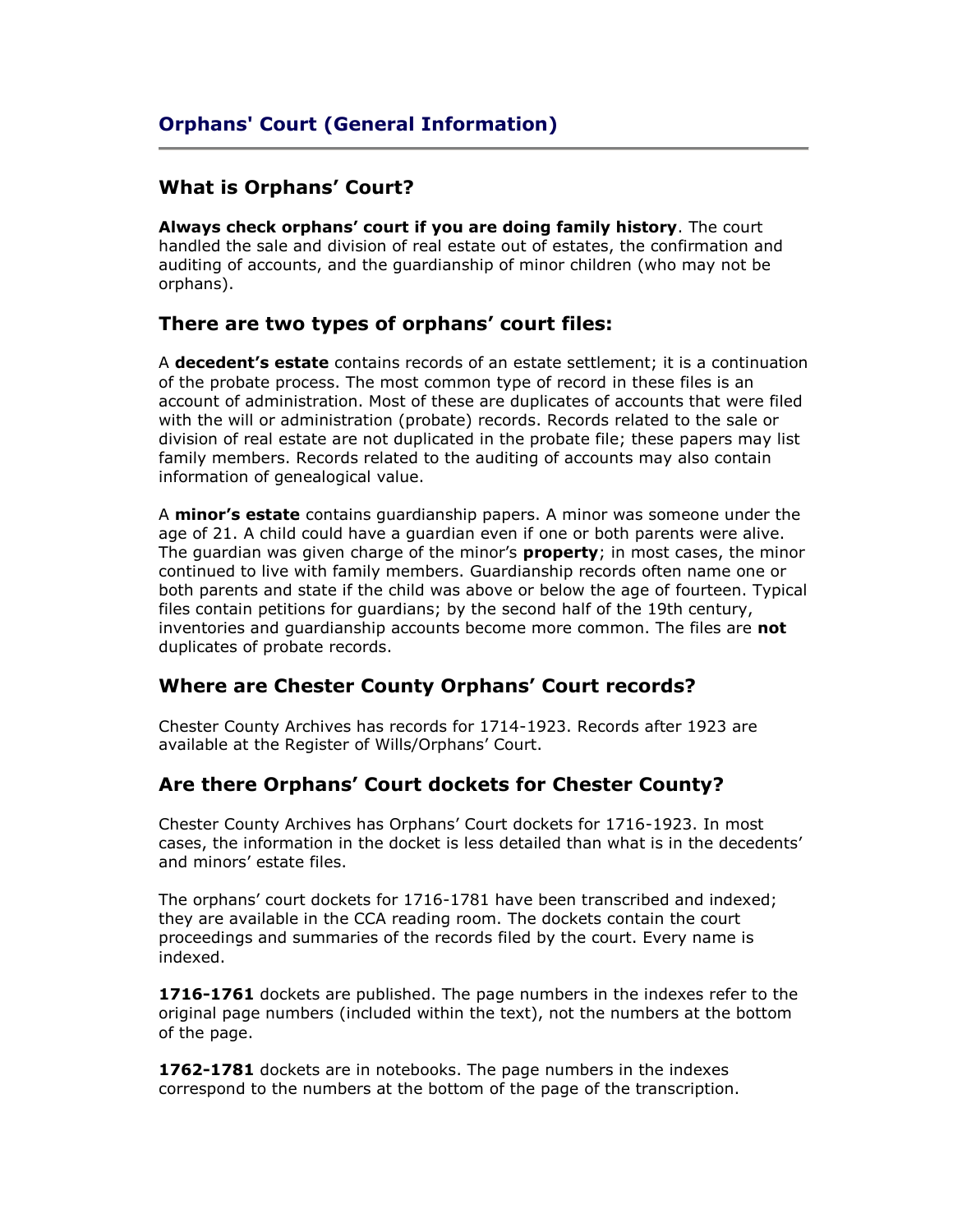# Orphans' Court (General Information)

---

## What is Orphans' Court?

**Always check orphans' court if you are doing family history**. The court handled the sale and division of real estate out of estates, the confirmation and auditing of accounts, and the guardianship of minor children (who may not be orphans).

## There are two types of orphans' court files:

A **decedent's estate** contains records of an estate settlement; it is a continuation of the probate process. The most common type of record in these files is an account of administration. Most of these are duplicates of accounts that were filed with the will or administration (probate) records. Records related to the sale or division of real estate are not duplicated in the probate file; these papers may list family members. Records related to the auditing of accounts may also contain information of genealogical value.

A **minor's estate** contains guardianship papers. A minor was someone under the age of 21. A child could have a guardian even if one or both parents were alive. The guardian was given charge of the minor's **property**; in most cases, the minor continued to live with family members. Guardianship records often name one or both parents and state if the child was above or below the age of fourteen. Typical files contain petitions for guardians; by the second half of the 19th century, inventories and guardianship accounts become more common. The files are **not** duplicates of probate records.

## Where are Chester County Orphans' Court records?

Chester County Archives has records for 1714-1923. Records after 1923 are available at the Register of Wills/Orphans' Court.

## Are there Orphans' Court dockets for Chester County?

Chester County Archives has Orphans' Court dockets for 1716-1923. In most cases, the information in the docket is less detailed than what is in the decedents' and minors' estate files.

The orphans' court dockets for 1716-1781 have been transcribed and indexed; they are available in the CCA reading room. The dockets contain the court proceedings and summaries of the records filed by the court. Every name is indexed.

**1716-1761** dockets are published. The page numbers in the indexes refer to the original page numbers (included within the text), not the numbers at the bottom of the page.

**1762-1781** dockets are in notebooks. The page numbers in the indexes correspond to the numbers at the bottom of the page of the transcription.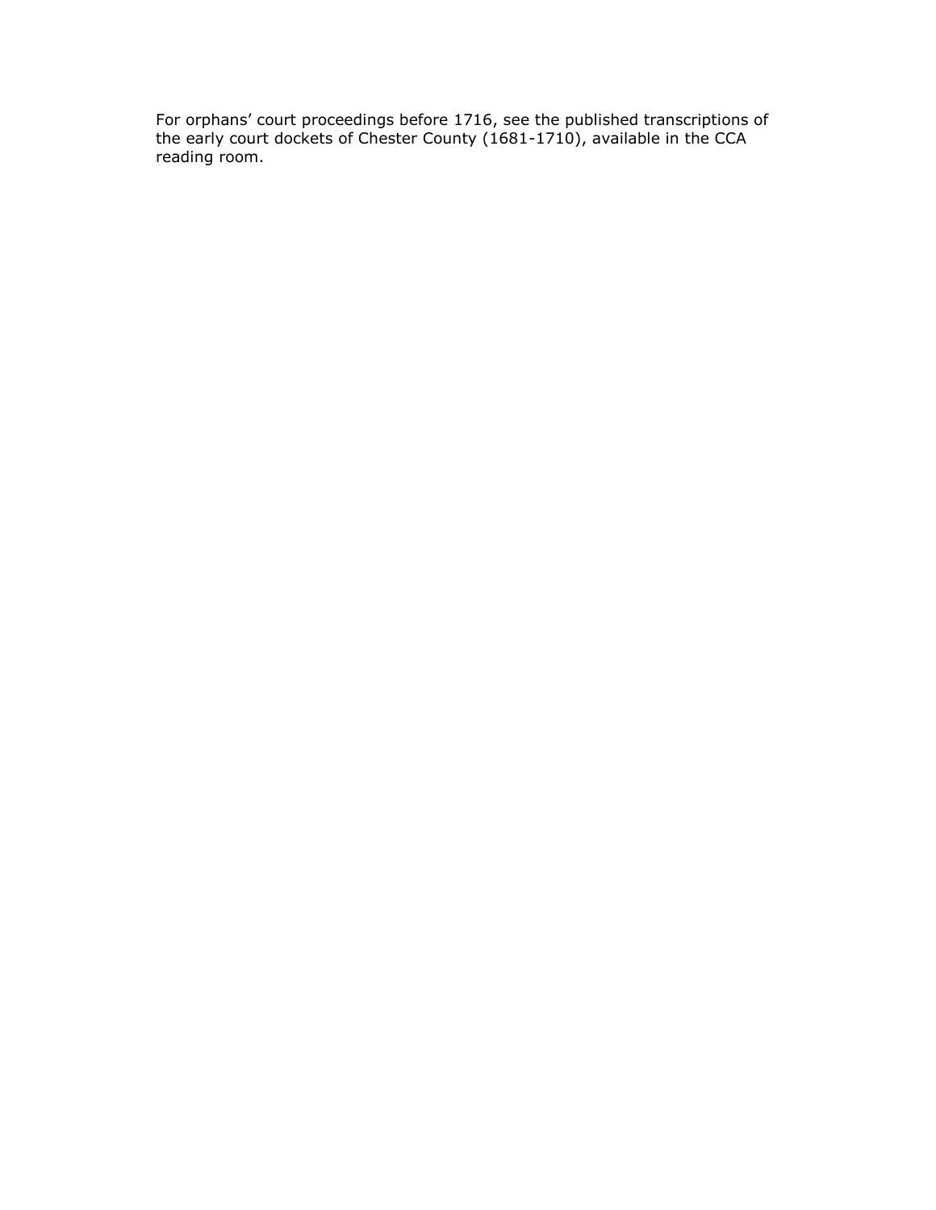For orphans' court proceedings before 1716, see the published transcriptions of the early court dockets of Chester County (1681-1710), available in the CCA reading room.